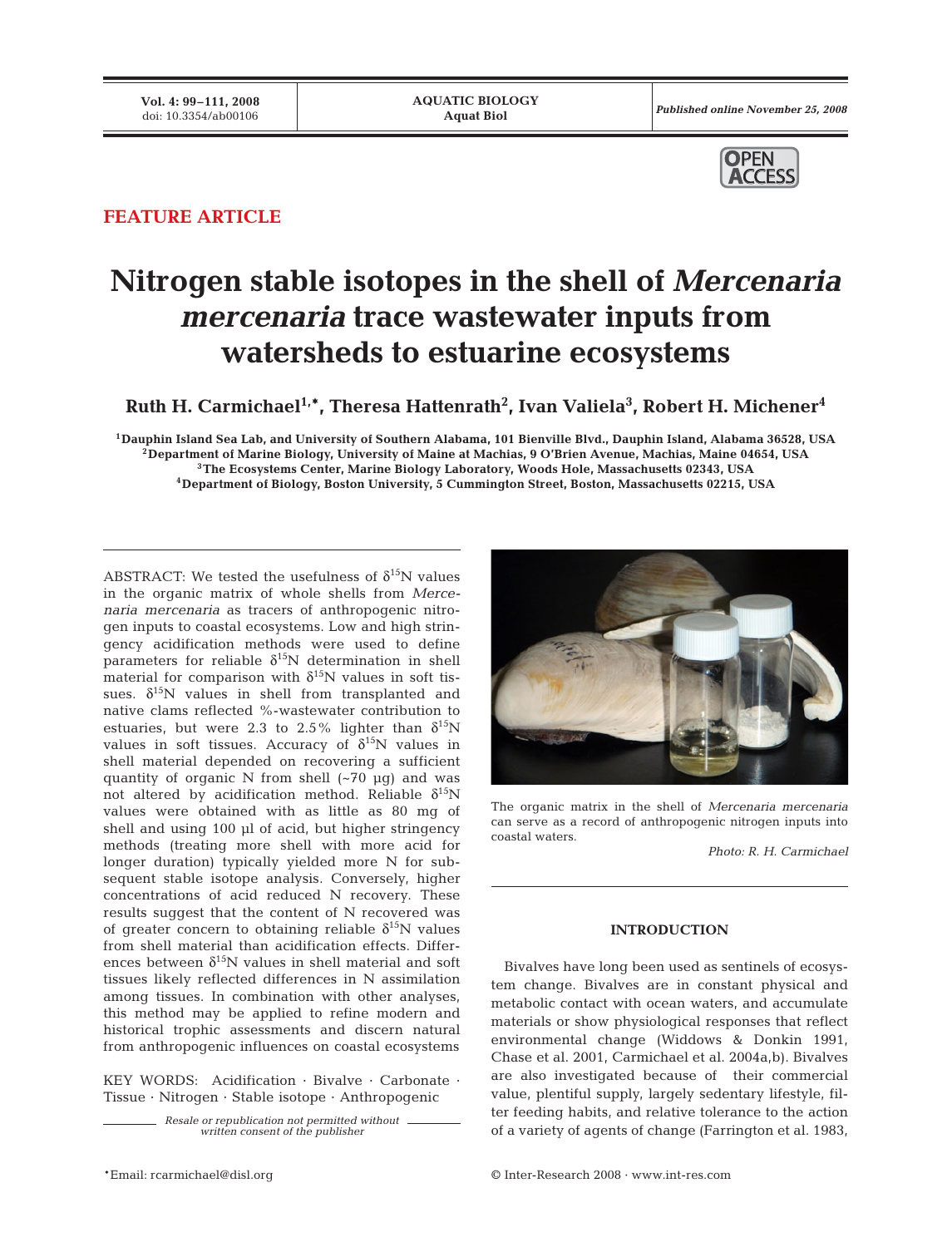**FEATURE ARTICLE**

# Nitrogen stable isotopes in the shell of *Mercenaria mercenaria* trace wastewater inputs from watersheds to estuarine ecosystems

**Ruth H. Carmichael[1,*], Theresa Hattenrath[2], Ivan Valiela[3], Robert H. Michener[4]**

[1]Dauphin Island Sea Lab, and University of Southern Alabama, 101 Bienville Blvd., Dauphin Island, Alabama 36528, USA
[2]Department of Marine Biology, University of Maine at Machias, 9 O'Brien Avenue, Machias, Maine 04654, USA
[3]The Ecosystems Center, Marine Biology Laboratory, Woods Hole, Massachusetts 02343, USA
[4]Department of Biology, Boston University, 5 Cummington Street, Boston, Massachusetts 02215, USA

ABSTRACT: We tested the usefulness of $\delta^{15}N$ values in the organic matrix of whole shells from *Mercenaria mercenaria* as tracers of anthropogenic nitrogen inputs to coastal ecosystems. Low and high stringency acidification methods were used to define parameters for reliable $\delta^{15}N$ determination in shell material for comparison with $\delta^{15}N$ values in soft tissues. $\delta^{15}N$ values in shell from transplanted and native clams reflected %-wastewater contribution to estuaries, but were 2.3 to 2.5% lighter than $\delta^{15}N$ values in soft tissues. Accuracy of $\delta^{15}N$ values in shell material depended on recovering a sufficient quantity of organic N from shell (~70 µg) and was not altered by acidification method. Reliable $\delta^{15}N$ values were obtained with as little as 80 mg of shell and using 100 µl of acid, but higher stringency methods (treating more shell with more acid for longer duration) typically yielded more N for subsequent stable isotope analysis. Conversely, higher concentrations of acid reduced N recovery. These results suggest that the content of N recovered was of greater concern to obtaining reliable $\delta^{15}N$ values from shell material than acidification effects. Differences between $\delta^{15}N$ values in shell material and soft tissues likely reflected differences in N assimilation among tissues. In combination with other analyses, this method may be applied to refine modern and historical trophic assessments and discern natural from anthropogenic influences on coastal ecosystems

KEY WORDS: Acidification · Bivalve · Carbonate · Tissue · Nitrogen · Stable isotope · Anthropogenic

*Resale or republication not permitted without written consent of the publisher*

The organic matrix in the shell of *Mercenaria mercenaria* can serve as a record of anthropogenic nitrogen inputs into coastal waters.

*Photo: R. H. Carmichael*

## INTRODUCTION

Bivalves have long been used as sentinels of ecosystem change. Bivalves are in constant physical and metabolic contact with ocean waters, and accumulate materials or show physiological responses that reflect environmental change (Widdows & Donkin 1991, Chase et al. 2001, Carmichael et al. 2004a,b). Bivalves are also investigated because of their commercial value, plentiful supply, largely sedentary lifestyle, filter feeding habits, and relative tolerance to the action of a variety of agents of change (Farrington et al. 1983,

*Email: rcarmichael@disl.org

© Inter-Research 2008 · www.int-res.com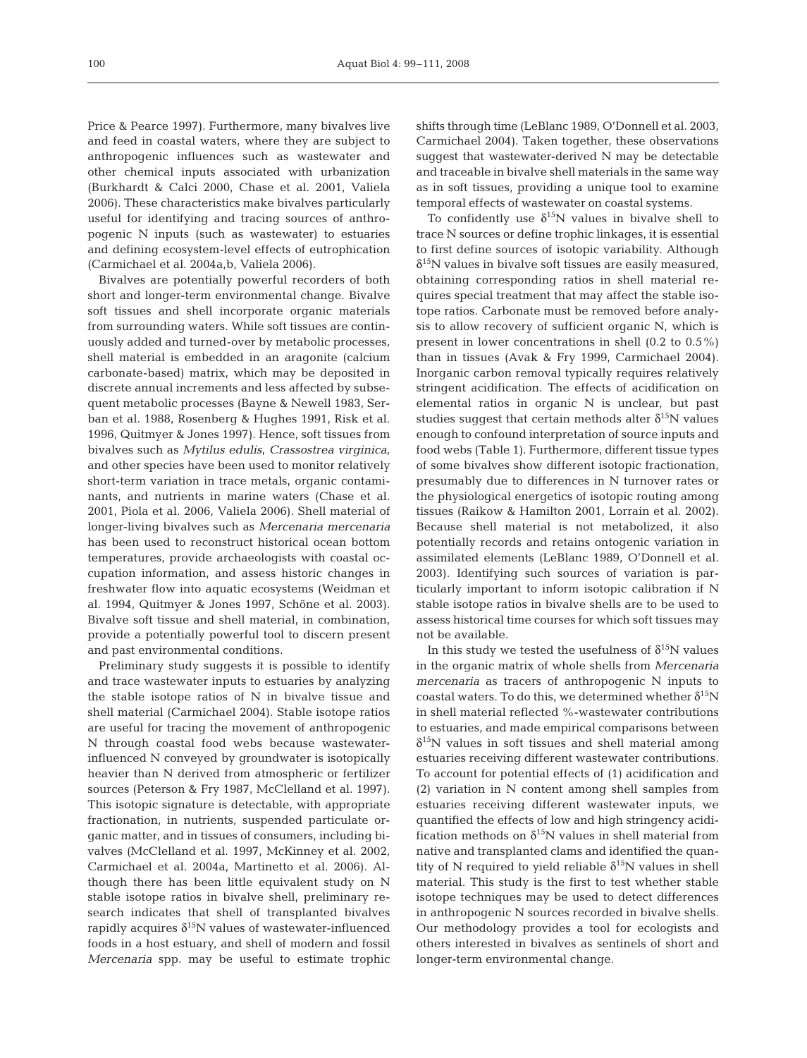Price & Pearce 1997). Furthermore, many bivalves live and feed in coastal waters, where they are subject to anthropogenic influences such as wastewater and other chemical inputs associated with urbanization (Burkhardt & Calci 2000, Chase et al. 2001, Valiela 2006). These characteristics make bivalves particularly useful for identifying and tracing sources of anthropogenic N inputs (such as wastewater) to estuaries and defining ecosystem-level effects of eutrophication (Carmichael et al. 2004a,b, Valiela 2006).

Bivalves are potentially powerful recorders of both short and longer-term environmental change. Bivalve soft tissues and shell incorporate organic materials from surrounding waters. While soft tissues are continuously added and turned-over by metabolic processes, shell material is embedded in an aragonite (calcium carbonate-based) matrix, which may be deposited in discrete annual increments and less affected by subsequent metabolic processes (Bayne & Newell 1983, Serban et al. 1988, Rosenberg & Hughes 1991, Risk et al. 1996, Quitmyer & Jones 1997). Hence, soft tissues from bivalves such as *Mytilus edulis*, *Crassostrea virginica*, and other species have been used to monitor relatively short-term variation in trace metals, organic contaminants, and nutrients in marine waters (Chase et al. 2001, Piola et al. 2006, Valiela 2006). Shell material of longer-living bivalves such as *Mercenaria mercenaria* has been used to reconstruct historical ocean bottom temperatures, provide archaeologists with coastal occupation information, and assess historic changes in freshwater flow into aquatic ecosystems (Weidman et al. 1994, Quitmyer & Jones 1997, Schöne et al. 2003). Bivalve soft tissue and shell material, in combination, provide a potentially powerful tool to discern present and past environmental conditions.

Preliminary study suggests it is possible to identify and trace wastewater inputs to estuaries by analyzing the stable isotope ratios of N in bivalve tissue and shell material (Carmichael 2004). Stable isotope ratios are useful for tracing the movement of anthropogenic N through coastal food webs because wastewater-influenced N conveyed by groundwater is isotopically heavier than N derived from atmospheric or fertilizer sources (Peterson & Fry 1987, McClelland et al. 1997). This isotopic signature is detectable, with appropriate fractionation, in nutrients, suspended particulate organic matter, and in tissues of consumers, including bivalves (McClelland et al. 1997, McKinney et al. 2002, Carmichael et al. 2004a, Martinetto et al. 2006). Although there has been little equivalent study on N stable isotope ratios in bivalve shell, preliminary research indicates that shell of transplanted bivalves rapidly acquires $\delta^{15}$N values of wastewater-influenced foods in a host estuary, and shell of modern and fossil *Mercenaria* spp. may be useful to estimate trophic shifts through time (LeBlanc 1989, O'Donnell et al. 2003, Carmichael 2004). Taken together, these observations suggest that wastewater-derived N may be detectable and traceable in bivalve shell materials in the same way as in soft tissues, providing a unique tool to examine temporal effects of wastewater on coastal systems.

To confidently use $\delta^{15}$N values in bivalve shell to trace N sources or define trophic linkages, it is essential to first define sources of isotopic variability. Although $\delta^{15}$N values in bivalve soft tissues are easily measured, obtaining corresponding ratios in shell material requires special treatment that may affect the stable isotope ratios. Carbonate must be removed before analysis to allow recovery of sufficient organic N, which is present in lower concentrations in shell (0.2 to 0.5%) than in tissues (Avak & Fry 1999, Carmichael 2004). Inorganic carbon removal typically requires relatively stringent acidification. The effects of acidification on elemental ratios in organic N is unclear, but past studies suggest that certain methods alter $\delta^{15}$N values enough to confound interpretation of source inputs and food webs (Table 1). Furthermore, different tissue types of some bivalves show different isotopic fractionation, presumably due to differences in N turnover rates or the physiological energetics of isotopic routing among tissues (Raikow & Hamilton 2001, Lorrain et al. 2002). Because shell material is not metabolized, it also potentially records and retains ontogenic variation in assimilated elements (LeBlanc 1989, O'Donnell et al. 2003). Identifying such sources of variation is particularly important to inform isotopic calibration if N stable isotope ratios in bivalve shells are to be used to assess historical time courses for which soft tissues may not be available.

In this study we tested the usefulness of $\delta^{15}$N values in the organic matrix of whole shells from *Mercenaria mercenaria* as tracers of anthropogenic N inputs to coastal waters. To do this, we determined whether $\delta^{15}$N in shell material reflected %-wastewater contributions to estuaries, and made empirical comparisons between $\delta^{15}$N values in soft tissues and shell material among estuaries receiving different wastewater contributions. To account for potential effects of (1) acidification and (2) variation in N content among shell samples from estuaries receiving different wastewater inputs, we quantified the effects of low and high stringency acidification methods on $\delta^{15}$N values in shell material from native and transplanted clams and identified the quantity of N required to yield reliable $\delta^{15}$N values in shell material. This study is the first to test whether stable isotope techniques may be used to detect differences in anthropogenic N sources recorded in bivalve shells. Our methodology provides a tool for ecologists and others interested in bivalves as sentinels of short and longer-term environmental change.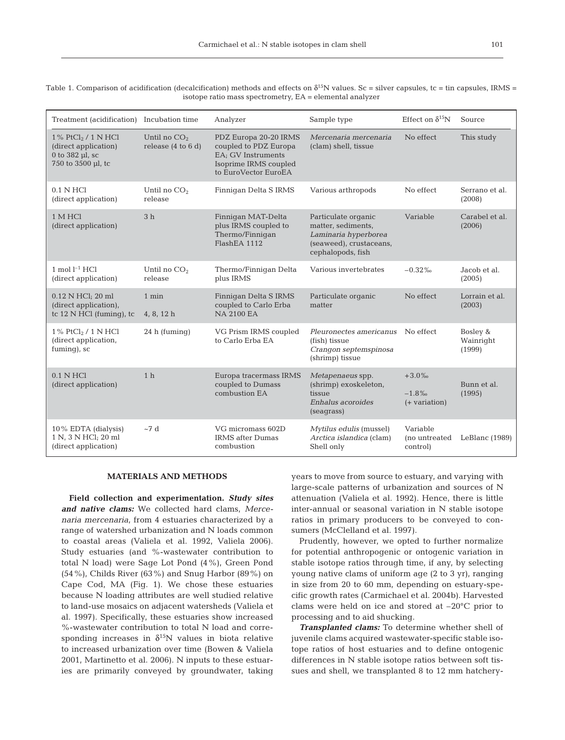Table 1. Comparison of acidification (decalcification) methods and effects on $\delta^{15}N$ values. Sc = silver capsules, tc = tin capsules, IRMS = isotope ratio mass spectrometry, EA = elemental analyzer

| Treatment (acidification) | Incubation time | Analyzer | Sample type | Effect on $\delta^{15}N$ | Source |
|---|---|---|---|---|---|
| 1% $PtCl_2$ / 1 N HCl (direct application) 0 to 382 µl, sc 750 to 3500 µl, tc | Until no $CO_2$ release (4 to 6 d) | PDZ Europa 20-20 IRMS coupled to PDZ Europa EA; GV Instruments Isoprime IRMS coupled to EuroVector EuroEA | *Mercenaria mercenaria* (clam) shell, tissue | No effect | This study |
| 0.1 N HCl (direct application) | Until no $CO_2$ release | Finnigan Delta S IRMS | Various arthropods | No effect | Serrano et al. (2008) |
| 1 M HCl (direct application) | 3 h | Finnigan MAT-Delta plus IRMS coupled to Thermo/Finnigan FlashEA 1112 | Particulate organic matter, sediments, *Laminaria hyperborea* (seaweed), crustaceans, cephalopods, fish | Variable | Carabel et al. (2006) |
| 1 mol $l^{-1}$ HCl (direct application) | Until no $CO_2$ release | Thermo/Finnigan Delta plus IRMS | Various invertebrates | −0.32‰ | Jacob et al. (2005) |
| 0.12 N HCl; 20 ml (direct application), tc 12 N HCl (fuming), tc | 1 min 4, 8, 12 h | Finnigan Delta S IRMS coupled to Carlo Erba NA 2100 EA | Particulate organic matter | No effect | Lorrain et al. (2003) |
| 1% $PtCl_2$ / 1 N HCl (direct application, fuming), sc | 24 h (fuming) | VG Prism IRMS coupled to Carlo Erba EA | *Pleuronectes americanus* (fish) tissue *Crangon septemspinosa* (shrimp) tissue | No effect | Bosley & Wainright (1999) |
| 0.1 N HCl (direct application) | 1 h | Europa tracermass IRMS coupled to Dumass combustion EA | *Metapenaeus* spp. (shrimp) exoskeleton, tissue *Enhalus acoroides* (seagrass) | +3.0‰ −1.8‰ (+ variation) | Bunn et al. (1995) |
| 10% EDTA (dialysis) 1 N, 3 N HCl; 20 ml (direct application) | ~7 d | VG micromass 602D IRMS after Dumas combustion | *Mytilus edulis* (mussel) *Arctica islandica* (clam) Shell only | Variable (no untreated control) | LeBlanc (1989) |

## MATERIALS AND METHODS

**Field collection and experimentation.** ***Study sites and native clams:*** We collected hard clams, *Mercenaria mercenaria*, from 4 estuaries characterized by a range of watershed urbanization and N loads common to coastal areas (Valiela et al. 1992, Valiela 2006). Study estuaries (and %-wastewater contribution to total N load) were Sage Lot Pond (4%), Green Pond (54%), Childs River (63%) and Snug Harbor (89%) on Cape Cod, MA (Fig. 1). We chose these estuaries because N loading attributes are well studied relative to land-use mosaics on adjacent watersheds (Valiela et al. 1997). Specifically, these estuaries show increased %-wastewater contribution to total N load and corresponding increases in $\delta^{15}N$ values in biota relative to increased urbanization over time (Bowen & Valiela 2001, Martinetto et al. 2006). N inputs to these estuaries are primarily conveyed by groundwater, taking years to move from source to estuary, and varying with large-scale patterns of urbanization and sources of N attenuation (Valiela et al. 1992). Hence, there is little inter-annual or seasonal variation in N stable isotope ratios in primary producers to be conveyed to consumers (McClelland et al. 1997).

Prudently, however, we opted to further normalize for potential anthropogenic or ontogenic variation in stable isotope ratios through time, if any, by selecting young native clams of uniform age (2 to 3 yr), ranging in size from 20 to 60 mm, depending on estuary-specific growth rates (Carmichael et al. 2004b). Harvested clams were held on ice and stored at −20°C prior to processing and to aid shucking.

***Transplanted clams:*** To determine whether shell of juvenile clams acquired wastewater-specific stable isotope ratios of host estuaries and to define ontogenic differences in N stable isotope ratios between soft tissues and shell, we transplanted 8 to 12 mm hatchery-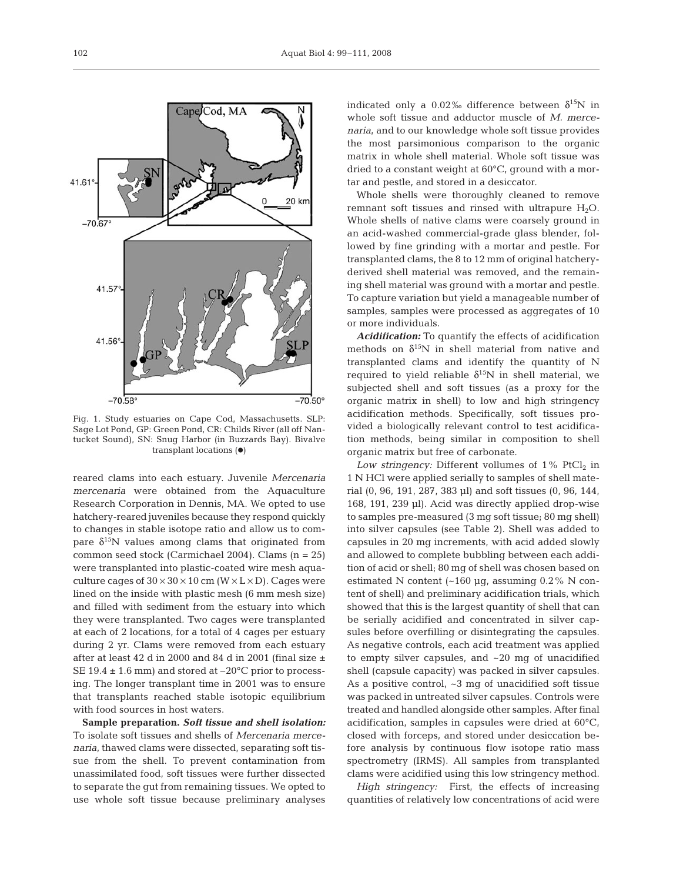Fig. 1. Study estuaries on Cape Cod, Massachusetts. SLP: Sage Lot Pond, GP: Green Pond, CR: Childs River (all off Nantucket Sound), SN: Snug Harbor (in Buzzards Bay). Bivalve transplant locations (●)

reared clams into each estuary. Juvenile *Mercenaria mercenaria* were obtained from the Aquaculture Research Corporation in Dennis, MA. We opted to use hatchery-reared juveniles because they respond quickly to changes in stable isotope ratio and allow us to compare $\delta^{15}N$ values among clams that originated from common seed stock (Carmichael 2004). Clams (n = 25) were transplanted into plastic-coated wire mesh aquaculture cages of 30 × 30 × 10 cm (W × L × D). Cages were lined on the inside with plastic mesh (6 mm mesh size) and filled with sediment from the estuary into which they were transplanted. Two cages were transplanted at each of 2 locations, for a total of 4 cages per estuary during 2 yr. Clams were removed from each estuary after at least 42 d in 2000 and 84 d in 2001 (final size ± SE 19.4 ± 1.6 mm) and stored at –20°C prior to processing. The longer transplant time in 2001 was to ensure that transplants reached stable isotopic equilibrium with food sources in host waters.

**Sample preparation.** ***Soft tissue and shell isolation:*** To isolate soft tissues and shells of *Mercenaria mercenaria*, thawed clams were dissected, separating soft tissue from the shell. To prevent contamination from unassimilated food, soft tissues were further dissected to separate the gut from remaining tissues. We opted to use whole soft tissue because preliminary analyses indicated only a 0.02‰ difference between $\delta^{15}N$ in whole soft tissue and adductor muscle of *M. mercenaria*, and to our knowledge whole soft tissue provides the most parsimonious comparison to the organic matrix in whole shell material. Whole soft tissue was dried to a constant weight at 60°C, ground with a mortar and pestle, and stored in a desiccator.

Whole shells were thoroughly cleaned to remove remnant soft tissues and rinsed with ultrapure $H_2O$. Whole shells of native clams were coarsely ground in an acid-washed commercial-grade glass blender, followed by fine grinding with a mortar and pestle. For transplanted clams, the 8 to 12 mm of original hatchery-derived shell material was removed, and the remaining shell material was ground with a mortar and pestle. To capture variation but yield a manageable number of samples, samples were processed as aggregates of 10 or more individuals.

***Acidification:*** To quantify the effects of acidification methods on $\delta^{15}N$ in shell material from native and transplanted clams and identify the quantity of N required to yield reliable $\delta^{15}N$ in shell material, we subjected shell and soft tissues (as a proxy for the organic matrix in shell) to low and high stringency acidification methods. Specifically, soft tissues provided a biologically relevant control to test acidification methods, being similar in composition to shell organic matrix but free of carbonate.

*Low stringency:* Different vollumes of 1% $PtCl_2$ in 1 N HCl were applied serially to samples of shell material (0, 96, 191, 287, 383 µl) and soft tissues (0, 96, 144, 168, 191, 239 µl). Acid was directly applied drop-wise to samples pre-measured (3 mg soft tissue; 80 mg shell) into silver capsules (see Table 2). Shell was added to capsules in 20 mg increments, with acid added slowly and allowed to complete bubbling between each addition of acid or shell; 80 mg of shell was chosen based on estimated N content (~160 µg, assuming 0.2% N content of shell) and preliminary acidification trials, which showed that this is the largest quantity of shell that can be serially acidified and concentrated in silver capsules before overfilling or disintegrating the capsules. As negative controls, each acid treatment was applied to empty silver capsules, and ~20 mg of unacidified shell (capsule capacity) was packed in silver capsules. As a positive control, ~3 mg of unacidified soft tissue was packed in untreated silver capsules. Controls were treated and handled alongside other samples. After final acidification, samples in capsules were dried at 60°C, closed with forceps, and stored under desiccation before analysis by continuous flow isotope ratio mass spectrometry (IRMS). All samples from transplanted clams were acidified using this low stringency method.

*High stringency:* First, the effects of increasing quantities of relatively low concentrations of acid were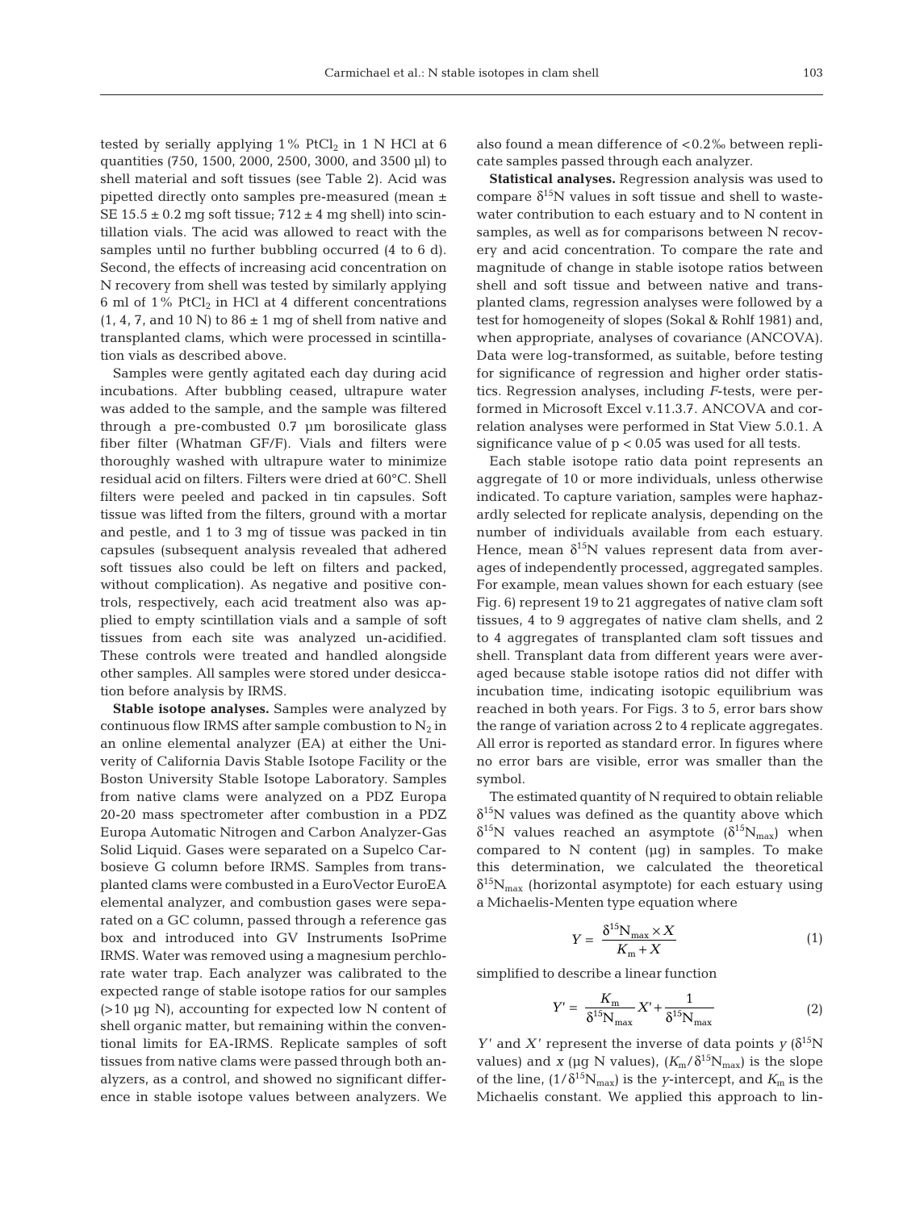tested by serially applying 1% $PtCl_2$ in 1 N HCl at 6 quantities (750, 1500, 2000, 2500, 3000, and 3500 µl) to shell material and soft tissues (see Table 2). Acid was pipetted directly onto samples pre-measured (mean ± SE 15.5 ± 0.2 mg soft tissue; 712 ± 4 mg shell) into scintillation vials. The acid was allowed to react with the samples until no further bubbling occurred (4 to 6 d). Second, the effects of increasing acid concentration on N recovery from shell was tested by similarly applying 6 ml of 1% $PtCl_2$ in HCl at 4 different concentrations (1, 4, 7, and 10 N) to 86 ± 1 mg of shell from native and transplanted clams, which were processed in scintillation vials as described above.

Samples were gently agitated each day during acid incubations. After bubbling ceased, ultrapure water was added to the sample, and the sample was filtered through a pre-combusted 0.7 µm borosilicate glass fiber filter (Whatman GF/F). Vials and filters were thoroughly washed with ultrapure water to minimize residual acid on filters. Filters were dried at 60°C. Shell filters were peeled and packed in tin capsules. Soft tissue was lifted from the filters, ground with a mortar and pestle, and 1 to 3 mg of tissue was packed in tin capsules (subsequent analysis revealed that adhered soft tissues also could be left on filters and packed, without complication). As negative and positive controls, respectively, each acid treatment also was applied to empty scintillation vials and a sample of soft tissues from each site was analyzed un-acidified. These controls were treated and handled alongside other samples. All samples were stored under desiccation before analysis by IRMS.

**Stable isotope analyses.** Samples were analyzed by continuous flow IRMS after sample combustion to $N_2$ in an online elemental analyzer (EA) at either the University of California Davis Stable Isotope Facility or the Boston University Stable Isotope Laboratory. Samples from native clams were analyzed on a PDZ Europa 20-20 mass spectrometer after combustion in a PDZ Europa Automatic Nitrogen and Carbon Analyzer-Gas Solid Liquid. Gases were separated on a Supelco Carbosieve G column before IRMS. Samples from transplanted clams were combusted in a EuroVector EuroEA elemental analyzer, and combustion gases were separated on a GC column, passed through a reference gas box and introduced into GV Instruments IsoPrime IRMS. Water was removed using a magnesium perchlorate water trap. Each analyzer was calibrated to the expected range of stable isotope ratios for our samples (>10 µg N), accounting for expected low N content of shell organic matter, but remaining within the conventional limits for EA-IRMS. Replicate samples of soft tissues from native clams were passed through both analyzers, as a control, and showed no significant difference in stable isotope values between analyzers. We also found a mean difference of <0.2‰ between replicate samples passed through each analyzer.

**Statistical analyses.** Regression analysis was used to compare $\delta^{15}N$ values in soft tissue and shell to wastewater contribution to each estuary and to N content in samples, as well as for comparisons between N recovery and acid concentration. To compare the rate and magnitude of change in stable isotope ratios between shell and soft tissue and between native and transplanted clams, regression analyses were followed by a test for homogeneity of slopes (Sokal & Rohlf 1981) and, when appropriate, analyses of covariance (ANCOVA). Data were log-transformed, as suitable, before testing for significance of regression and higher order statistics. Regression analyses, including *F*-tests, were performed in Microsoft Excel v.11.3.7. ANCOVA and correlation analyses were performed in Stat View 5.0.1. A significance value of $p < 0.05$ was used for all tests.

Each stable isotope ratio data point represents an aggregate of 10 or more individuals, unless otherwise indicated. To capture variation, samples were haphazardly selected for replicate analysis, depending on the number of individuals available from each estuary. Hence, mean $\delta^{15}N$ values represent data from averages of independently processed, aggregated samples. For example, mean values shown for each estuary (see Fig. 6) represent 19 to 21 aggregates of native clam soft tissues, 4 to 9 aggregates of native clam shells, and 2 to 4 aggregates of transplanted clam soft tissues and shell. Transplant data from different years were averaged because stable isotope ratios did not differ with incubation time, indicating isotopic equilibrium was reached in both years. For Figs. 3 to 5, error bars show the range of variation across 2 to 4 replicate aggregates. All error is reported as standard error. In figures where no error bars are visible, error was smaller than the symbol.

The estimated quantity of N required to obtain reliable $\delta^{15}N$ values was defined as the quantity above which $\delta^{15}N$ values reached an asymptote ($\delta^{15}N_{max}$) when compared to N content (µg) in samples. To make this determination, we calculated the theoretical $\delta^{15}N_{max}$ (horizontal asymptote) for each estuary using a Michaelis-Menten type equation where

$$Y = \frac{\delta^{15}N_{max} \times X}{K_m + X} \quad (1)$$

simplified to describe a linear function

$$Y' = \frac{K_m}{\delta^{15}N_{max}} X' + \frac{1}{\delta^{15}N_{max}} \quad (2)$$

$Y'$ and $X'$ represent the inverse of data points $y$ ($\delta^{15}N$ values) and $x$ (µg N values), $(K_m/\delta^{15}N_{max})$ is the slope of the line, $(1/\delta^{15}N_{max})$ is the $y$-intercept, and $K_m$ is the Michaelis constant. We applied this approach to lin-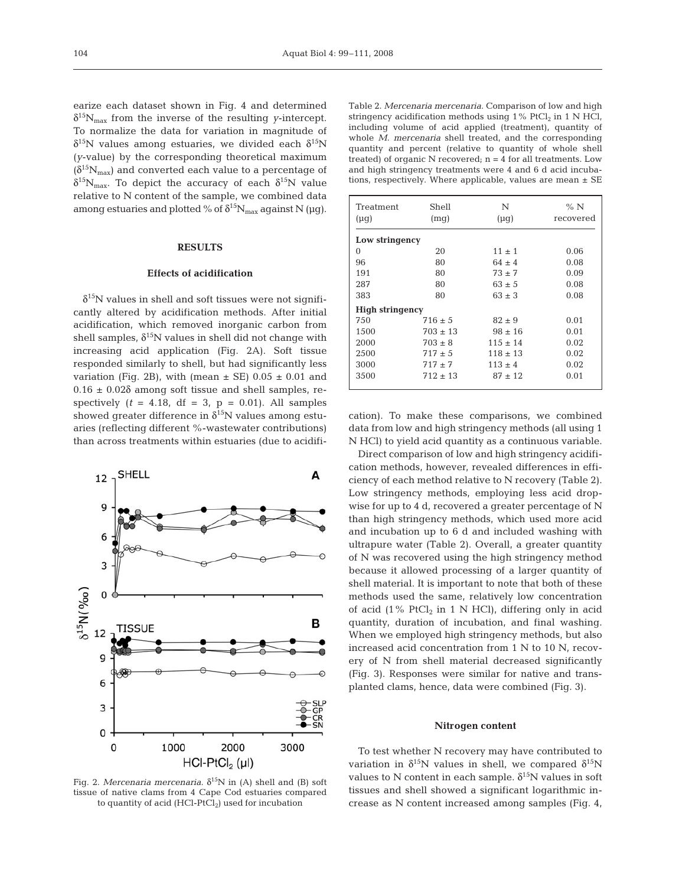earize each dataset shown in Fig. 4 and determined $\delta^{15}N_{max}$ from the inverse of the resulting *y*-intercept. To normalize the data for variation in magnitude of $\delta^{15}N$ values among estuaries, we divided each $\delta^{15}N$ (*y*-value) by the corresponding theoretical maximum ($\delta^{15}N_{max}$) and converted each value to a percentage of $\delta^{15}N_{max}$. To depict the accuracy of each $\delta^{15}N$ value relative to N content of the sample, we combined data among estuaries and plotted % of $\delta^{15}N_{max}$ against N (µg).

## RESULTS

### Effects of acidification

$\delta^{15}N$ values in shell and soft tissues were not significantly altered by acidification methods. After initial acidification, which removed inorganic carbon from shell samples, $\delta^{15}N$ values in shell did not change with increasing acid application (Fig. 2A). Soft tissue responded similarly to shell, but had significantly less variation (Fig. 2B), with (mean ± SE) 0.05 ± 0.01 and 0.16 ± 0.02δ among soft tissue and shell samples, respectively ($t = 4.18$, df = 3, $p = 0.01$). All samples showed greater difference in $\delta^{15}N$ values among estuaries (reflecting different %-wastewater contributions) than across treatments within estuaries (due to acidification). To make these comparisons, we combined data from low and high stringency methods (all using 1 N HCl) to yield acid quantity as a continuous variable.

Fig. 2. *Mercenaria mercenaria*. $\delta^{15}N$ in (A) shell and (B) soft tissue of native clams from 4 Cape Cod estuaries compared to quantity of acid ($HCl\text{-}PtCl_2$) used for incubation

Table 2. *Mercenaria mercenaria*. Comparison of low and high stringency acidification methods using 1% $PtCl_2$ in 1 N HCl, including volume of acid applied (treatment), quantity of whole *M. mercenaria* shell treated, and the corresponding quantity and percent (relative to quantity of whole shell treated) of organic N recovered; n = 4 for all treatments. Low and high stringency treatments were 4 and 6 d acid incubations, respectively. Where applicable, values are mean ± SE

| Treatment (µg) | Shell (mg) | N (µg) | % N recovered |
|---|---|---|---|
| **Low stringency** | | | |
| 0 | 20 | 11 ± 1 | 0.06 |
| 96 | 80 | 64 ± 4 | 0.08 |
| 191 | 80 | 73 ± 7 | 0.09 |
| 287 | 80 | 63 ± 5 | 0.08 |
| 383 | 80 | 63 ± 3 | 0.08 |
| **High stringency** | | | |
| 750 | 716 ± 5 | 82 ± 9 | 0.01 |
| 1500 | 703 ± 13 | 98 ± 16 | 0.01 |
| 2000 | 703 ± 8 | 115 ± 14 | 0.02 |
| 2500 | 717 ± 5 | 118 ± 13 | 0.02 |
| 3000 | 717 ± 7 | 113 ± 4 | 0.02 |
| 3500 | 712 ± 13 | 87 ± 12 | 0.01 |

Direct comparison of low and high stringency acidification methods, however, revealed differences in efficiency of each method relative to N recovery (Table 2). Low stringency methods, employing less acid dropwise for up to 4 d, recovered a greater percentage of N than high stringency methods, which used more acid and incubation up to 6 d and included washing with ultrapure water (Table 2). Overall, a greater quantity of N was recovered using the high stringency method because it allowed processing of a larger quantity of shell material. It is important to note that both of these methods used the same, relatively low concentration of acid (1% $PtCl_2$ in 1 N HCl), differing only in acid quantity, duration of incubation, and final washing. When we employed high stringency methods, but also increased acid concentration from 1 N to 10 N, recovery of N from shell material decreased significantly (Fig. 3). Responses were similar for native and transplanted clams, hence, data were combined (Fig. 3).

### Nitrogen content

To test whether N recovery may have contributed to variation in $\delta^{15}N$ values in shell, we compared $\delta^{15}N$ values to N content in each sample. $\delta^{15}N$ values in soft tissues and shell showed a significant logarithmic increase as N content increased among samples (Fig. 4,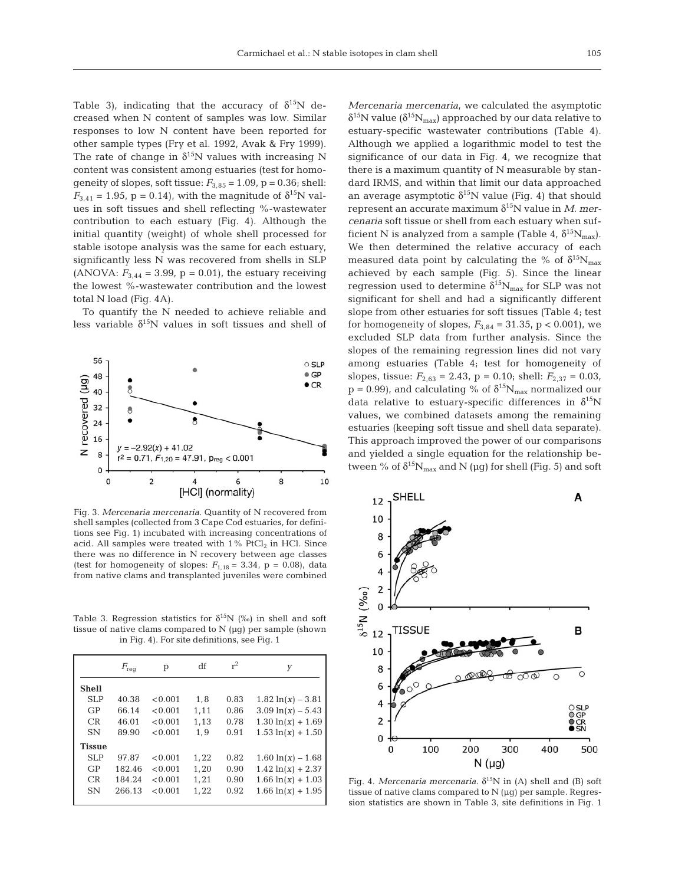Table 3), indicating that the accuracy of $\delta^{15}N$ decreased when N content of samples was low. Similar responses to low N content have been reported for other sample types (Fry et al. 1992, Avak & Fry 1999). The rate of change in $\delta^{15}N$ values with increasing N content was consistent among estuaries (test for homogeneity of slopes, soft tissue: $F_{3,85} = 1.09$, $p = 0.36$; shell: $F_{3,41} = 1.95$, $p = 0.14$), with the magnitude of $\delta^{15}N$ values in soft tissues and shell reflecting %-wastewater contribution to each estuary (Fig. 4). Although the initial quantity (weight) of whole shell processed for stable isotope analysis was the same for each estuary, significantly less N was recovered from shells in SLP (ANOVA: $F_{3,44} = 3.99$, $p = 0.01$), the estuary receiving the lowest %-wastewater contribution and the lowest total N load (Fig. 4A).

To quantify the N needed to achieve reliable and less variable $\delta^{15}N$ values in soft tissues and shell of *Mercenaria mercenaria*, we calculated the asymptotic $\delta^{15}N$ value ($\delta^{15}N_{max}$) approached by our data relative to estuary-specific wastewater contributions (Table 4). Although we applied a logarithmic model to test the significance of our data in Fig. 4, we recognize that there is a maximum quantity of N measurable by standard IRMS, and within that limit our data approached an average asymptotic $\delta^{15}N$ value (Fig. 4) that should represent an accurate maximum $\delta^{15}N$ value in *M. mercenaria* soft tissue or shell from each estuary when sufficient N is analyzed from a sample (Table 4, $\delta^{15}N_{max}$). We then determined the relative accuracy of each measured data point by calculating the % of $\delta^{15}N_{max}$ achieved by each sample (Fig. 5). Since the linear regression used to determine $\delta^{15}N_{max}$ for SLP was not significant for shell and had a significantly different slope from other estuaries for soft tissues (Table 4; test for homogeneity of slopes, $F_{3,84} = 31.35$, $p < 0.001$), we excluded SLP data from further analysis. Since the slopes of the remaining regression lines did not vary among estuaries (Table 4; test for homogeneity of slopes, tissue: $F_{2,63} = 2.43$, $p = 0.10$; shell: $F_{2,37} = 0.03$, $p = 0.99$), and calculating % of $\delta^{15}N_{max}$ normalized our data relative to estuary-specific differences in $\delta^{15}N$ values, we combined datasets among the remaining estuaries (keeping soft tissue and shell data separate). This approach improved the power of our comparisons and yielded a single equation for the relationship between % of $\delta^{15}N_{max}$ and N (µg) for shell (Fig. 5) and soft

Fig. 3. *Mercenaria mercenaria*. Quantity of N recovered from shell samples (collected from 3 Cape Cod estuaries, for definitions see Fig. 1) incubated with increasing concentrations of acid. All samples were treated with 1% $PtCl_2$ in HCl. Since there was no difference in N recovery between age classes (test for homogeneity of slopes: $F_{1,18} = 3.34$, $p = 0.08$), data from native clams and transplanted juveniles were combined

Table 3. Regression statistics for $\delta^{15}N$ (‰) in shell and soft tissue of native clams compared to N (µg) per sample (shown in Fig. 4). For site definitions, see Fig. 1

| | $F_{reg}$ | p | df | $r^2$ | $y$ |
|---|---|---|---|---|---|
| **Shell** | | | | | |
| SLP | 40.38 | <0.001 | 1, 8 | 0.83 | $1.82 \ln(x) - 3.81$ |
| GP | 66.14 | <0.001 | 1, 11 | 0.86 | $3.09 \ln(x) - 5.43$ |
| CR | 46.01 | <0.001 | 1, 13 | 0.78 | $1.30 \ln(x) + 1.69$ |
| SN | 89.90 | <0.001 | 1, 9 | 0.91 | $1.53 \ln(x) + 1.50$ |
| **Tissue** | | | | | |
| SLP | 97.87 | <0.001 | 1, 22 | 0.82 | $1.60 \ln(x) - 1.68$ |
| GP | 182.46 | <0.001 | 1, 20 | 0.90 | $1.42 \ln(x) + 2.37$ |
| CR | 184.24 | <0.001 | 1, 21 | 0.90 | $1.66 \ln(x) + 1.03$ |
| SN | 266.13 | <0.001 | 1, 22 | 0.92 | $1.66 \ln(x) + 1.95$ |

Fig. 4. *Mercenaria mercenaria*. $\delta^{15}N$ in (A) shell and (B) soft tissue of native clams compared to N (µg) per sample. Regression statistics are shown in Table 3, site definitions in Fig. 1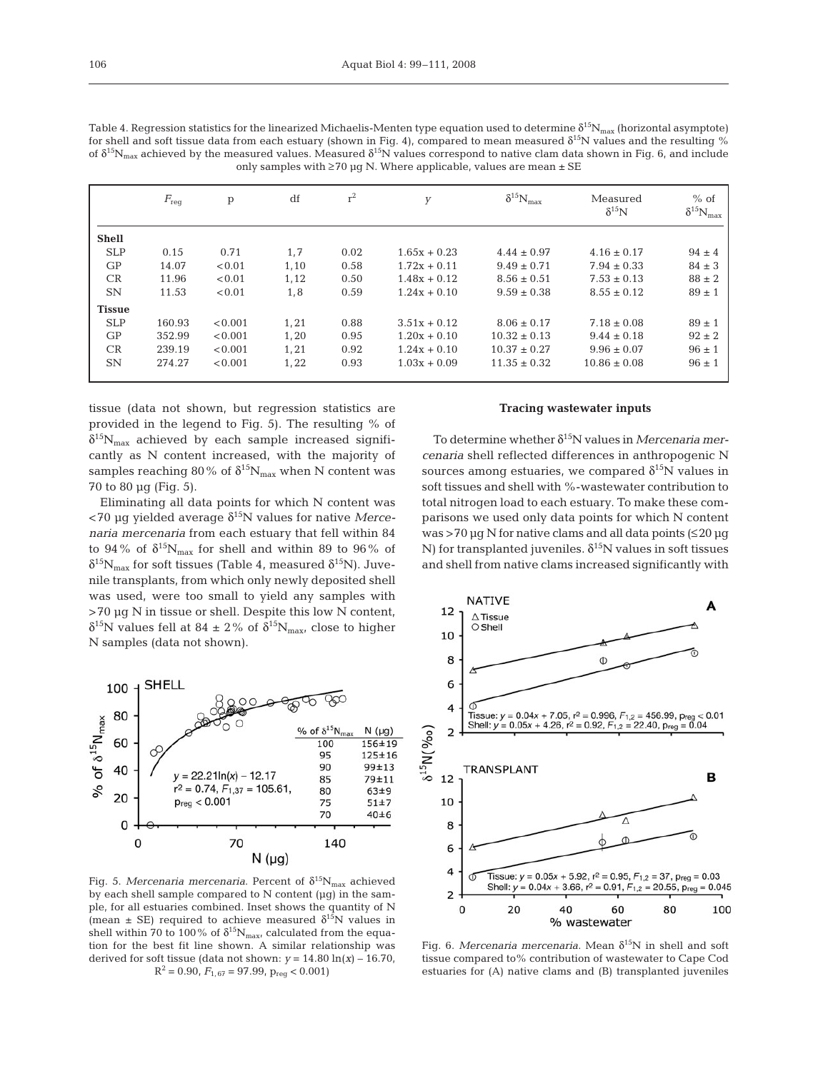Table 4. Regression statistics for the linearized Michaelis-Menten type equation used to determine $\delta^{15}N_{max}$ (horizontal asymptote) for shell and soft tissue data from each estuary (shown in Fig. 4), compared to mean measured $\delta^{15}N$ values and the resulting % of $\delta^{15}N_{max}$ achieved by the measured values. Measured $\delta^{15}N$ values correspond to native clam data shown in Fig. 6, and include only samples with ≥70 µg N. Where applicable, values are mean ± SE

| | $F_{reg}$ | p | df | $r^2$ | $y$ | $\delta^{15}N_{max}$ | Measured $\delta^{15}N$ | % of $\delta^{15}N_{max}$ |
|---|---|---|---|---|---|---|---|---|
| **Shell** | | | | | | | | |
| SLP | 0.15 | 0.71 | 1,7 | 0.02 | 1.65x + 0.23 | 4.44 ± 0.97 | 4.16 ± 0.17 | 94 ± 4 |
| GP | 14.07 | <0.01 | 1,10 | 0.58 | 1.72x + 0.11 | 9.49 ± 0.71 | 7.94 ± 0.33 | 84 ± 3 |
| CR | 11.96 | <0.01 | 1,12 | 0.50 | 1.48x + 0.12 | 8.56 ± 0.51 | 7.53 ± 0.13 | 88 ± 2 |
| SN | 11.53 | <0.01 | 1,8 | 0.59 | 1.24x + 0.10 | 9.59 ± 0.38 | 8.55 ± 0.12 | 89 ± 1 |
| **Tissue** | | | | | | | | |
| SLP | 160.93 | <0.001 | 1,21 | 0.88 | 3.51x + 0.12 | 8.06 ± 0.17 | 7.18 ± 0.08 | 89 ± 1 |
| GP | 352.99 | <0.001 | 1,20 | 0.95 | 1.20x + 0.10 | 10.32 ± 0.13 | 9.44 ± 0.18 | 92 ± 2 |
| CR | 239.19 | <0.001 | 1,21 | 0.92 | 1.24x + 0.10 | 10.37 ± 0.27 | 9.96 ± 0.07 | 96 ± 1 |
| SN | 274.27 | <0.001 | 1,22 | 0.93 | 1.03x + 0.09 | 11.35 ± 0.32 | 10.86 ± 0.08 | 96 ± 1 |

tissue (data not shown, but regression statistics are provided in the legend to Fig. 5). The resulting % of $\delta^{15}N_{max}$ achieved by each sample increased significantly as N content increased, with the majority of samples reaching 80% of $\delta^{15}N_{max}$ when N content was 70 to 80 µg (Fig. 5).

Eliminating all data points for which N content was <70 µg yielded average $\delta^{15}N$ values for native *Mercenaria mercenaria* from each estuary that fell within 84 to 94% of $\delta^{15}N_{max}$ for shell and within 89 to 96% of $\delta^{15}N_{max}$ for soft tissues (Table 4, measured $\delta^{15}N$). Juvenile transplants, from which only newly deposited shell was used, were too small to yield any samples with >70 µg N in tissue or shell. Despite this low N content, $\delta^{15}N$ values fell at 84 ± 2% of $\delta^{15}N_{max}$, close to higher N samples (data not shown).

Fig. 5. *Mercenaria mercenaria*. Percent of $\delta^{15}N_{max}$ achieved by each shell sample compared to N content (µg) in the sample, for all estuaries combined. Inset shows the quantity of N (mean ± SE) required to achieve measured $\delta^{15}N$ values in shell within 70 to 100% of $\delta^{15}N_{max}$, calculated from the equation for the best fit line shown. A similar relationship was derived for soft tissue (data not shown: $y = 14.80\ \ln(x) - 16.70$, $R^2 = 0.90$, $F_{1,67} = 97.99$, $p_{reg} < 0.001$)

### Tracing wastewater inputs

To determine whether $\delta^{15}N$ values in *Mercenaria mercenaria* shell reflected differences in anthropogenic N sources among estuaries, we compared $\delta^{15}N$ values in soft tissues and shell with %-wastewater contribution to total nitrogen load to each estuary. To make these comparisons we used only data points for which N content was >70 µg N for native clams and all data points (≤20 µg N) for transplanted juveniles. $\delta^{15}N$ values in soft tissues and shell from native clams increased significantly with

Fig. 6. *Mercenaria mercenaria*. Mean $\delta^{15}N$ in shell and soft tissue compared to% contribution of wastewater to Cape Cod estuaries for (A) native clams and (B) transplanted juveniles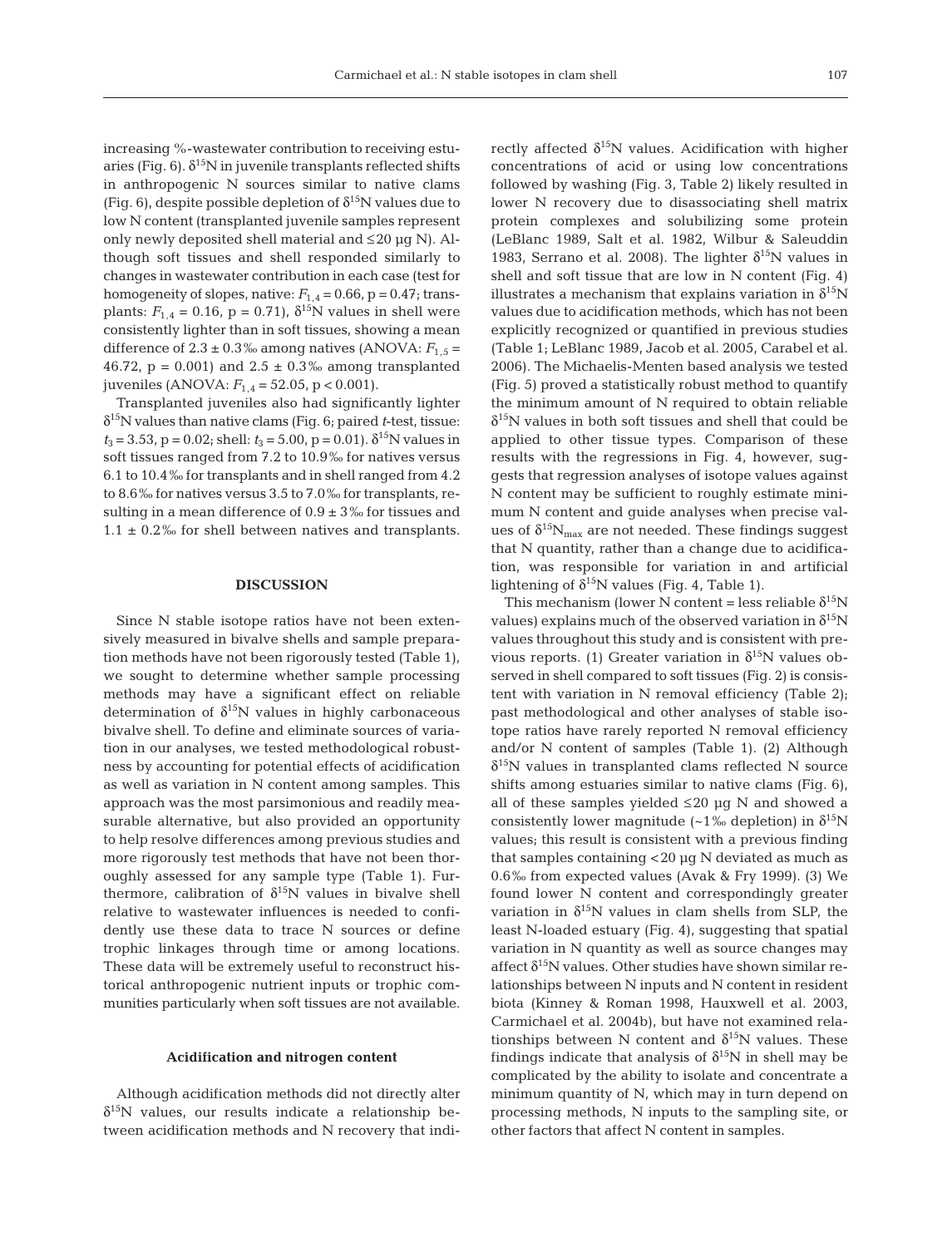increasing %-wastewater contribution to receiving estuaries (Fig. 6). $\delta^{15}N$ in juvenile transplants reflected shifts in anthropogenic N sources similar to native clams (Fig. 6), despite possible depletion of $\delta^{15}N$ values due to low N content (transplanted juvenile samples represent only newly deposited shell material and ≤20 µg N). Although soft tissues and shell responded similarly to changes in wastewater contribution in each case (test for homogeneity of slopes, native: $F_{1,4} = 0.66$, $p = 0.47$; transplants: $F_{1,4} = 0.16$, $p = 0.71$), $\delta^{15}N$ values in shell were consistently lighter than in soft tissues, showing a mean difference of 2.3 ± 0.3‰ among natives (ANOVA: $F_{1,5} = 46.72$, $p = 0.001$) and 2.5 ± 0.3‰ among transplanted juveniles (ANOVA: $F_{1,4} = 52.05$, $p < 0.001$).

Transplanted juveniles also had significantly lighter $\delta^{15}N$ values than native clams (Fig. 6; paired *t*-test, tissue: $t_3 = 3.53$, $p = 0.02$; shell: $t_3 = 5.00$, $p = 0.01$). $\delta^{15}N$ values in soft tissues ranged from 7.2 to 10.9‰ for natives versus 6.1 to 10.4‰ for transplants and in shell ranged from 4.2 to 8.6‰ for natives versus 3.5 to 7.0‰ for transplants, resulting in a mean difference of 0.9 ± 3‰ for tissues and 1.1 ± 0.2‰ for shell between natives and transplants.

## DISCUSSION

Since N stable isotope ratios have not been extensively measured in bivalve shells and sample preparation methods have not been rigorously tested (Table 1), we sought to determine whether sample processing methods may have a significant effect on reliable determination of $\delta^{15}N$ values in highly carbonaceous bivalve shell. To define and eliminate sources of variation in our analyses, we tested methodological robustness by accounting for potential effects of acidification as well as variation in N content among samples. This approach was the most parsimonious and readily measurable alternative, but also provided an opportunity to help resolve differences among previous studies and more rigorously test methods that have not been thoroughly assessed for any sample type (Table 1). Furthermore, calibration of $\delta^{15}N$ values in bivalve shell relative to wastewater influences is needed to confidently use these data to trace N sources or define trophic linkages through time or among locations. These data will be extremely useful to reconstruct historical anthropogenic nutrient inputs or trophic communities particularly when soft tissues are not available.

### Acidification and nitrogen content

Although acidification methods did not directly alter $\delta^{15}N$ values, our results indicate a relationship between acidification methods and N recovery that indirectly affected $\delta^{15}N$ values. Acidification with higher concentrations of acid or using low concentrations followed by washing (Fig. 3, Table 2) likely resulted in lower N recovery due to disassociating shell matrix protein complexes and solubilizing some protein (LeBlanc 1989, Salt et al. 1982, Wilbur & Saleuddin 1983, Serrano et al. 2008). The lighter $\delta^{15}N$ values in shell and soft tissue that are low in N content (Fig. 4) illustrates a mechanism that explains variation in $\delta^{15}N$ values due to acidification methods, which has not been explicitly recognized or quantified in previous studies (Table 1; LeBlanc 1989, Jacob et al. 2005, Carabel et al. 2006). The Michaelis-Menten based analysis we tested (Fig. 5) proved a statistically robust method to quantify the minimum amount of N required to obtain reliable $\delta^{15}N$ values in both soft tissues and shell that could be applied to other tissue types. Comparison of these results with the regressions in Fig. 4, however, suggests that regression analyses of isotope values against N content may be sufficient to roughly estimate minimum N content and guide analyses when precise values of $\delta^{15}N_{max}$ are not needed. These findings suggest that N quantity, rather than a change due to acidification, was responsible for variation in and artificial lightening of $\delta^{15}N$ values (Fig. 4, Table 1).

This mechanism (lower N content = less reliable $\delta^{15}N$ values) explains much of the observed variation in $\delta^{15}N$ values throughout this study and is consistent with previous reports. (1) Greater variation in $\delta^{15}N$ values observed in shell compared to soft tissues (Fig. 2) is consistent with variation in N removal efficiency (Table 2); past methodological and other analyses of stable isotope ratios have rarely reported N removal efficiency and/or N content of samples (Table 1). (2) Although $\delta^{15}N$ values in transplanted clams reflected N source shifts among estuaries similar to native clams (Fig. 6), all of these samples yielded ≤20 µg N and showed a consistently lower magnitude (~1‰ depletion) in $\delta^{15}N$ values; this result is consistent with a previous finding that samples containing <20 µg N deviated as much as 0.6‰ from expected values (Avak & Fry 1999). (3) We found lower N content and correspondingly greater variation in $\delta^{15}N$ values in clam shells from SLP, the least N-loaded estuary (Fig. 4), suggesting that spatial variation in N quantity as well as source changes may affect $\delta^{15}N$ values. Other studies have shown similar relationships between N inputs and N content in resident biota (Kinney & Roman 1998, Hauxwell et al. 2003, Carmichael et al. 2004b), but have not examined relationships between N content and $\delta^{15}N$ values. These findings indicate that analysis of $\delta^{15}N$ in shell may be complicated by the ability to isolate and concentrate a minimum quantity of N, which may in turn depend on processing methods, N inputs to the sampling site, or other factors that affect N content in samples.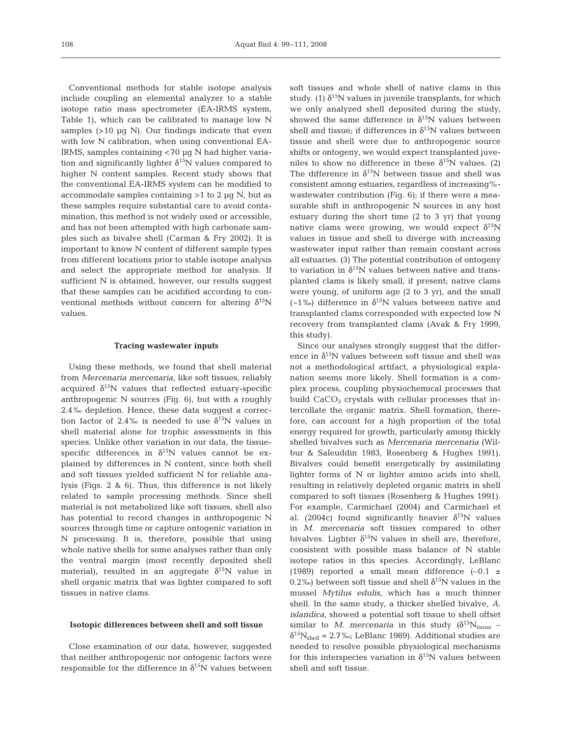Conventional methods for stable isotope analysis include coupling an elemental analyzer to a stable isotope ratio mass spectrometer (EA-IRMS system, Table 1), which can be calibrated to manage low N samples (>10 µg N). Our findings indicate that even with low N calibration, when using conventional EA-IRMS, samples containing <70 µg N had higher variation and significantly lighter $\delta^{15}N$ values compared to higher N content samples. Recent study shows that the conventional EA-IRMS system can be modified to accommodate samples containing >1 to 2 µg N, but as these samples require substantial care to avoid contamination, this method is not widely used or accessible, and has not been attempted with high carbonate samples such as bivalve shell (Carman & Fry 2002). It is important to know N content of different sample types from different locations prior to stable isotope analysis and select the appropriate method for analysis. If sufficient N is obtained, however, our results suggest that these samples can be acidified according to conventional methods without concern for altering $\delta^{15}N$ values.

### Tracing wastewater inputs

Using these methods, we found that shell material from *Mercenaria mercenaria*, like soft tissues, reliably acquired $\delta^{15}N$ values that reflected estuary-specific anthropogenic N sources (Fig. 6), but with a roughly 2.4‰ depletion. Hence, these data suggest a correction factor of 2.4‰ is needed to use $\delta^{15}N$ values in shell material alone for trophic assessments in this species. Unlike other variation in our data, the tissue-specific differences in $\delta^{15}N$ values cannot be explained by differences in N content, since both shell and soft tissues yielded sufficient N for reliable analysis (Figs. 2 & 6). Thus, this difference is not likely related to sample processing methods. Since shell material is not metabolized like soft tissues, shell also has potential to record changes in anthropogenic N sources through time or capture ontogenic variation in N processing. It is, therefore, possible that using whole native shells for some analyses rather than only the ventral margin (most recently deposited shell material), resulted in an aggregate $\delta^{15}N$ value in shell organic matrix that was lighter compared to soft tissues in native clams.

### Isotopic differences between shell and soft tissue

Close examination of our data, however, suggested that neither anthropogenic nor ontogenic factors were responsible for the difference in $\delta^{15}N$ values between soft tissues and whole shell of native clams in this study. (1) $\delta^{15}N$ values in juvenile transplants, for which we only analyzed shell deposited during the study, showed the same difference in $\delta^{15}N$ values between shell and tissue; if differences in $\delta^{15}N$ values between tissue and shell were due to anthropogenic source shifts or ontogeny, we would expect transplanted juveniles to show no difference in these $\delta^{15}N$ values. (2) The difference in $\delta^{15}N$ between tissue and shell was consistent among estuaries, regardless of increasing%-wastewater contribution (Fig. 6); if there were a measurable shift in anthropogenic N sources in any host estuary during the short time (2 to 3 yr) that young native clams were growing, we would expect $\delta^{15}N$ values in tissue and shell to diverge with increasing wastewater input rather than remain constant across all estuaries. (3) The potential contribution of ontogeny to variation in $\delta^{15}N$ values between native and transplanted clams is likely small, if present; native clams were young, of uniform age (2 to 3 yr), and the small (~1‰) difference in $\delta^{15}N$ values between native and transplanted clams corresponded with expected low N recovery from transplanted clams (Avak & Fry 1999, this study).

Since our analyses strongly suggest that the difference in $\delta^{15}N$ values between soft tissue and shell was not a methodological artifact, a physiological explanation seems more likely. Shell formation is a complex process, coupling physiochemical processes that build $CaCO_3$ crystals with cellular processes that intercollate the organic matrix. Shell formation, therefore, can account for a high proportion of the total energy required for growth, particularly among thickly shelled bivalves such as *Mercenaria mercenaria* (Wilbur & Saleuddin 1983, Rosenberg & Hughes 1991). Bivalves could benefit energetically by assimilating lighter forms of N or lighter amino acids into shell, resulting in relatively depleted organic matrix in shell compared to soft tissues (Rosenberg & Hughes 1991). For example, Carmichael (2004) and Carmichael et al. (2004c) found significantly heavier $\delta^{15}N$ values in *M. mercenaria* soft tissues compared to other bivalves. Lighter $\delta^{15}N$ values in shell are, therefore, consistent with possible mass balance of N stable isotope ratios in this species. Accordingly, LeBlanc (1989) reported a small mean difference (–0.1 ± 0.2‰) between soft tissue and shell $\delta^{15}N$ values in the mussel *Mytilus edulis*, which has a much thinner shell. In the same study, a thicker shelled bivalve, *A. islandica*, showed a potential soft tissue to shell offset similar to *M. mercenaria* in this study ($\delta^{15}N_{tissue} - \delta^{15}N_{shell} = 2.7‰$; LeBlanc 1989). Additional studies are needed to resolve possible physiological mechanisms for this interspecies variation in $\delta^{15}N$ values between shell and soft tissue.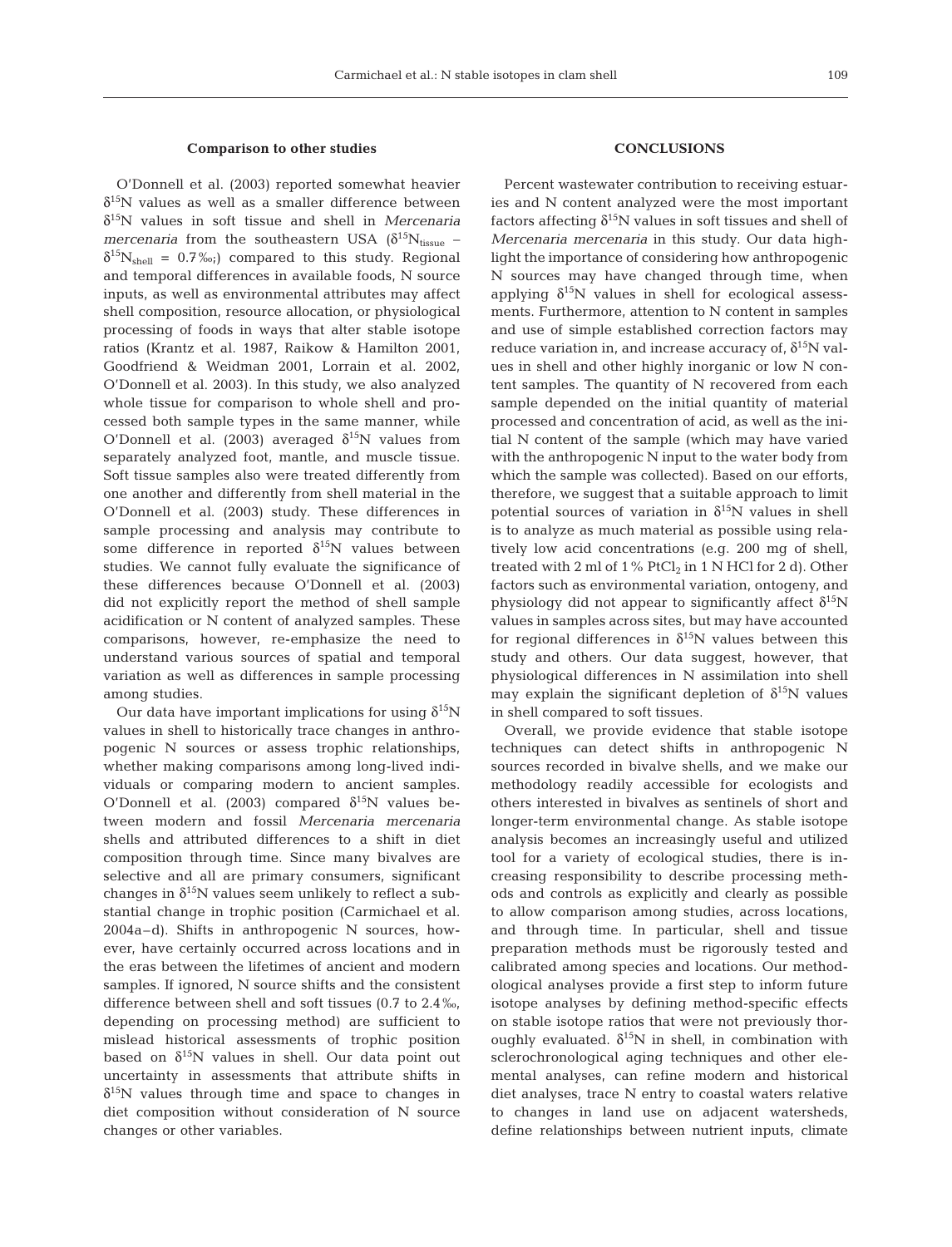### Comparison to other studies

O'Donnell et al. (2003) reported somewhat heavier $\delta^{15}N$ values as well as a smaller difference between $\delta^{15}N$ values in soft tissue and shell in *Mercenaria mercenaria* from the southeastern USA ($\delta^{15}N_{tissue} - \delta^{15}N_{shell} = 0.7‰$) compared to this study. Regional and temporal differences in available foods, N source inputs, as well as environmental attributes may affect shell composition, resource allocation, or physiological processing of foods in ways that alter stable isotope ratios (Krantz et al. 1987, Raikow & Hamilton 2001, Goodfriend & Weidman 2001, Lorrain et al. 2002, O'Donnell et al. 2003). In this study, we also analyzed whole tissue for comparison to whole shell and processed both sample types in the same manner, while O'Donnell et al. (2003) averaged $\delta^{15}N$ values from separately analyzed foot, mantle, and muscle tissue. Soft tissue samples also were treated differently from one another and differently from shell material in the O'Donnell et al. (2003) study. These differences in sample processing and analysis may contribute to some difference in reported $\delta^{15}N$ values between studies. We cannot fully evaluate the significance of these differences because O'Donnell et al. (2003) did not explicitly report the method of shell sample acidification or N content of analyzed samples. These comparisons, however, re-emphasize the need to understand various sources of spatial and temporal variation as well as differences in sample processing among studies.

Our data have important implications for using $\delta^{15}N$ values in shell to historically trace changes in anthropogenic N sources or assess trophic relationships, whether making comparisons among long-lived individuals or comparing modern to ancient samples. O'Donnell et al. (2003) compared $\delta^{15}N$ values between modern and fossil *Mercenaria mercenaria* shells and attributed differences to a shift in diet composition through time. Since many bivalves are selective and all are primary consumers, significant changes in $\delta^{15}N$ values seem unlikely to reflect a substantial change in trophic position (Carmichael et al. 2004a–d). Shifts in anthropogenic N sources, however, have certainly occurred across locations and in the eras between the lifetimes of ancient and modern samples. If ignored, N source shifts and the consistent difference between shell and soft tissues (0.7 to 2.4‰, depending on processing method) are sufficient to mislead historical assessments of trophic position based on $\delta^{15}N$ values in shell. Our data point out uncertainty in assessments that attribute shifts in $\delta^{15}N$ values through time and space to changes in diet composition without consideration of N source changes or other variables.

## CONCLUSIONS

Percent wastewater contribution to receiving estuaries and N content analyzed were the most important factors affecting $\delta^{15}N$ values in soft tissues and shell of *Mercenaria mercenaria* in this study. Our data highlight the importance of considering how anthropogenic N sources may have changed through time, when applying $\delta^{15}N$ values in shell for ecological assessments. Furthermore, attention to N content in samples and use of simple established correction factors may reduce variation in, and increase accuracy of, $\delta^{15}N$ values in shell and other highly inorganic or low N content samples. The quantity of N recovered from each sample depended on the initial quantity of material processed and concentration of acid, as well as the initial N content of the sample (which may have varied with the anthropogenic N input to the water body from which the sample was collected). Based on our efforts, therefore, we suggest that a suitable approach to limit potential sources of variation in $\delta^{15}N$ values in shell is to analyze as much material as possible using relatively low acid concentrations (e.g. 200 mg of shell, treated with 2 ml of 1% $PtCl_2$ in 1 N HCl for 2 d). Other factors such as environmental variation, ontogeny, and physiology did not appear to significantly affect $\delta^{15}N$ values in samples across sites, but may have accounted for regional differences in $\delta^{15}N$ values between this study and others. Our data suggest, however, that physiological differences in N assimilation into shell may explain the significant depletion of $\delta^{15}N$ values in shell compared to soft tissues.

Overall, we provide evidence that stable isotope techniques can detect shifts in anthropogenic N sources recorded in bivalve shells, and we make our methodology readily accessible for ecologists and others interested in bivalves as sentinels of short and longer-term environmental change. As stable isotope analysis becomes an increasingly useful and utilized tool for a variety of ecological studies, there is increasing responsibility to describe processing methods and controls as explicitly and clearly as possible to allow comparison among studies, across locations, and through time. In particular, shell and tissue preparation methods must be rigorously tested and calibrated among species and locations. Our methodological analyses provide a first step to inform future isotope analyses by defining method-specific effects on stable isotope ratios that were not previously thoroughly evaluated. $\delta^{15}N$ in shell, in combination with sclerochronological aging techniques and other elemental analyses, can refine modern and historical diet analyses, trace N entry to coastal waters relative to changes in land use on adjacent watersheds, define relationships between nutrient inputs, climate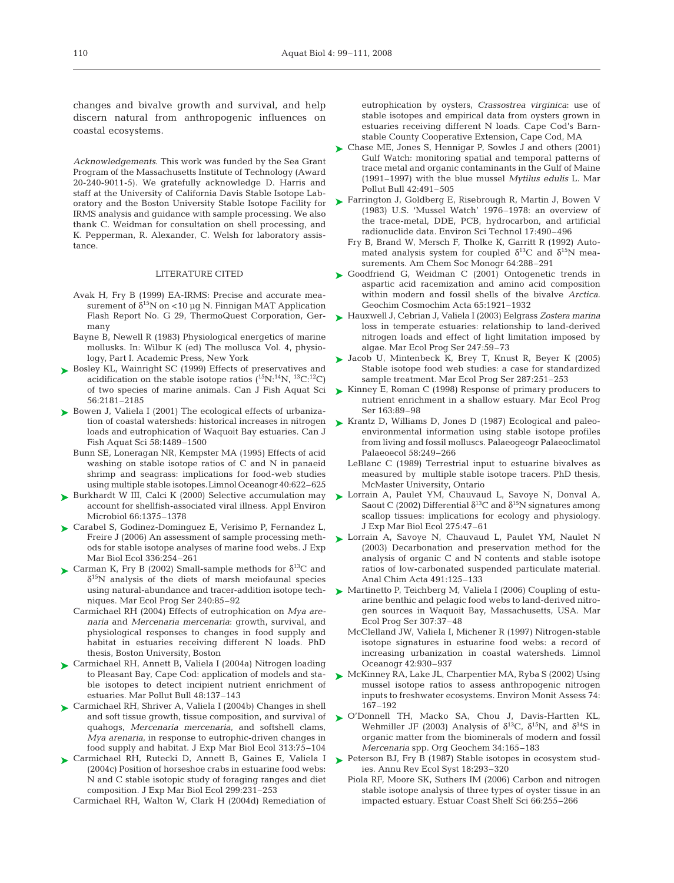changes and bivalve growth and survival, and help discern natural from anthropogenic influences on coastal ecosystems.

*Acknowledgements.* This work was funded by the Sea Grant Program of the Massachusetts Institute of Technology (Award 20-240-9011-5). We gratefully acknowledge D. Harris and staff at the University of California Davis Stable Isotope Laboratory and the Boston University Stable Isotope Facility for IRMS analysis and guidance with sample processing. We also thank C. Weidman for consultation on shell processing, and K. Pepperman, R. Alexander, C. Welsh for laboratory assistance.

## LITERATURE CITED

Avak H, Fry B (1999) EA-IRMS: Precise and accurate measurement of $\delta^{15}$N on <10 µg N. Finnigan MAT Application Flash Report No. G 29, ThermoQuest Corporation, Germany

Bayne B, Newell R (1983) Physiological energetics of marine mollusks. In: Wilbur K (ed) The mollusca Vol. 4, physiology, Part I. Academic Press, New York

Bosley KL, Wainright SC (1999) Effects of preservatives and acidification on the stable isotope ratios ($^{15}$N:$^{14}$N, $^{13}$C:$^{12}$C) of two species of marine animals. Can J Fish Aquat Sci 56:2181–2185

Bowen J, Valiela I (2001) The ecological effects of urbanization of coastal watersheds: historical increases in nitrogen loads and eutrophication of Waquoit Bay estuaries. Can J Fish Aquat Sci 58:1489–1500

Bunn SE, Loneragan NR, Kempster MA (1995) Effects of acid washing on stable isotope ratios of C and N in panaeid shrimp and seagrass: implications for food-web studies using multiple stable isotopes. Limnol Oceanogr 40:622–625

Burkhardt W III, Calci K (2000) Selective accumulation may account for shellfish-associated viral illness. Appl Environ Microbiol 66:1375–1378

Carabel S, Godinez-Dominguez E, Verisimo P, Fernandez L, Freire J (2006) An assessment of sample processing methods for stable isotope analyses of marine food webs. J Exp Mar Biol Ecol 336:254–261

Carman K, Fry B (2002) Small-sample methods for $\delta^{13}$C and $\delta^{15}$N analysis of the diets of marsh meiofaunal species using natural-abundance and tracer-addition isotope techniques. Mar Ecol Prog Ser 240:85–92

Carmichael RH (2004) Effects of eutrophication on *Mya arenaria* and *Mercenaria mercenaria*: growth, survival, and physiological responses to changes in food supply and habitat in estuaries receiving different N loads. PhD thesis, Boston University, Boston

Carmichael RH, Annett B, Valiela I (2004a) Nitrogen loading to Pleasant Bay, Cape Cod: application of models and stable isotopes to detect incipient nutrient enrichment of estuaries. Mar Pollut Bull 48:137–143

Carmichael RH, Shriver A, Valiela I (2004b) Changes in shell and soft tissue growth, tissue composition, and survival of quahogs, *Mercenaria mercenaria*, and softshell clams, *Mya arenaria*, in response to eutrophic-driven changes in food supply and habitat. J Exp Mar Biol Ecol 313:75–104

Carmichael RH, Rutecki D, Annett B, Gaines E, Valiela I (2004c) Position of horseshoe crabs in estuarine food webs: N and C stable isotopic study of foraging ranges and diet composition. J Exp Mar Biol Ecol 299:231–253

Carmichael RH, Walton W, Clark H (2004d) Remediation of eutrophication by oysters, *Crassostrea virginica*: use of stable isotopes and empirical data from oysters grown in estuaries receiving different N loads. Cape Cod's Barnstable County Cooperative Extension, Cape Cod, MA

Chase ME, Jones S, Hennigar P, Sowles J and others (2001) Gulf Watch: monitoring spatial and temporal patterns of trace metal and organic contaminants in the Gulf of Maine (1991–1997) with the blue mussel *Mytilus edulis* L. Mar Pollut Bull 42:491–505

Farrington J, Goldberg E, Risebrough R, Martin J, Bowen V (1983) U.S. 'Mussel Watch' 1976–1978: an overview of the trace-metal, DDE, PCB, hydrocarbon, and artificial radionuclide data. Environ Sci Technol 17:490–496

Fry B, Brand W, Mersch F, Tholke K, Garritt R (1992) Automated analysis system for coupled $\delta^{13}$C and $\delta^{15}$N measurements. Am Chem Soc Monogr 64:288–291

Goodfriend G, Weidman C (2001) Ontogenetic trends in aspartic acid racemization and amino acid composition within modern and fossil shells of the bivalve *Arctica*. Geochim Cosmochim Acta 65:1921–1932

Hauxwell J, Cebrian J, Valiela I (2003) Eelgrass *Zostera marina* loss in temperate estuaries: relationship to land-derived nitrogen loads and effect of light limitation imposed by algae. Mar Ecol Prog Ser 247:59–73

Jacob U, Mintenbeck K, Brey T, Knust R, Beyer K (2005) Stable isotope food web studies: a case for standardized sample treatment. Mar Ecol Prog Ser 287:251–253

Kinney E, Roman C (1998) Response of primary producers to nutrient enrichment in a shallow estuary. Mar Ecol Prog Ser 163:89–98

Krantz D, Williams D, Jones D (1987) Ecological and paleoenvironmental information using stable isotope profiles from living and fossil molluscs. Palaeogeogr Palaeoclimatol Palaeoecol 58:249–266

LeBlanc C (1989) Terrestrial input to estuarine bivalves as measured by multiple stable isotope tracers. PhD thesis, McMaster University, Ontario

Lorrain A, Paulet YM, Chauvaud L, Savoye N, Donval A, Saout C (2002) Differential $\delta^{13}$C and $\delta^{15}$N signatures among scallop tissues: implications for ecology and physiology. J Exp Mar Biol Ecol 275:47–61

Lorrain A, Savoye N, Chauvaud L, Paulet YM, Naulet N (2003) Decarbonation and preservation method for the analysis of organic C and N contents and stable isotope ratios of low-carbonated suspended particulate material. Anal Chim Acta 491:125–133

Martinetto P, Teichberg M, Valiela I (2006) Coupling of estuarine benthic and pelagic food webs to land-derived nitrogen sources in Waquoit Bay, Massachusetts, USA. Mar Ecol Prog Ser 307:37–48

McClelland JW, Valiela I, Michener R (1997) Nitrogen-stable isotope signatures in estuarine food webs: a record of increasing urbanization in coastal watersheds. Limnol Oceanogr 42:930–937

McKinney RA, Lake JL, Charpentier MA, Ryba S (2002) Using mussel isotope ratios to assess anthropogenic nitrogen inputs to freshwater ecosystems. Environ Monit Assess 74:167–192

O'Donnell TH, Macko SA, Chou J, Davis-Hartten KL, Wehmiller JF (2003) Analysis of $\delta^{13}$C, $\delta^{15}$N, and $\delta^{34}$S in organic matter from the biominerals of modern and fossil *Mercenaria* spp. Org Geochem 34:165–183

Peterson BJ, Fry B (1987) Stable isotopes in ecosystem studies. Annu Rev Ecol Syst 18:293–320

Piola RF, Moore SK, Suthers IM (2006) Carbon and nitrogen stable isotope analysis of three types of oyster tissue in an impacted estuary. Estuar Coast Shelf Sci 66:255–266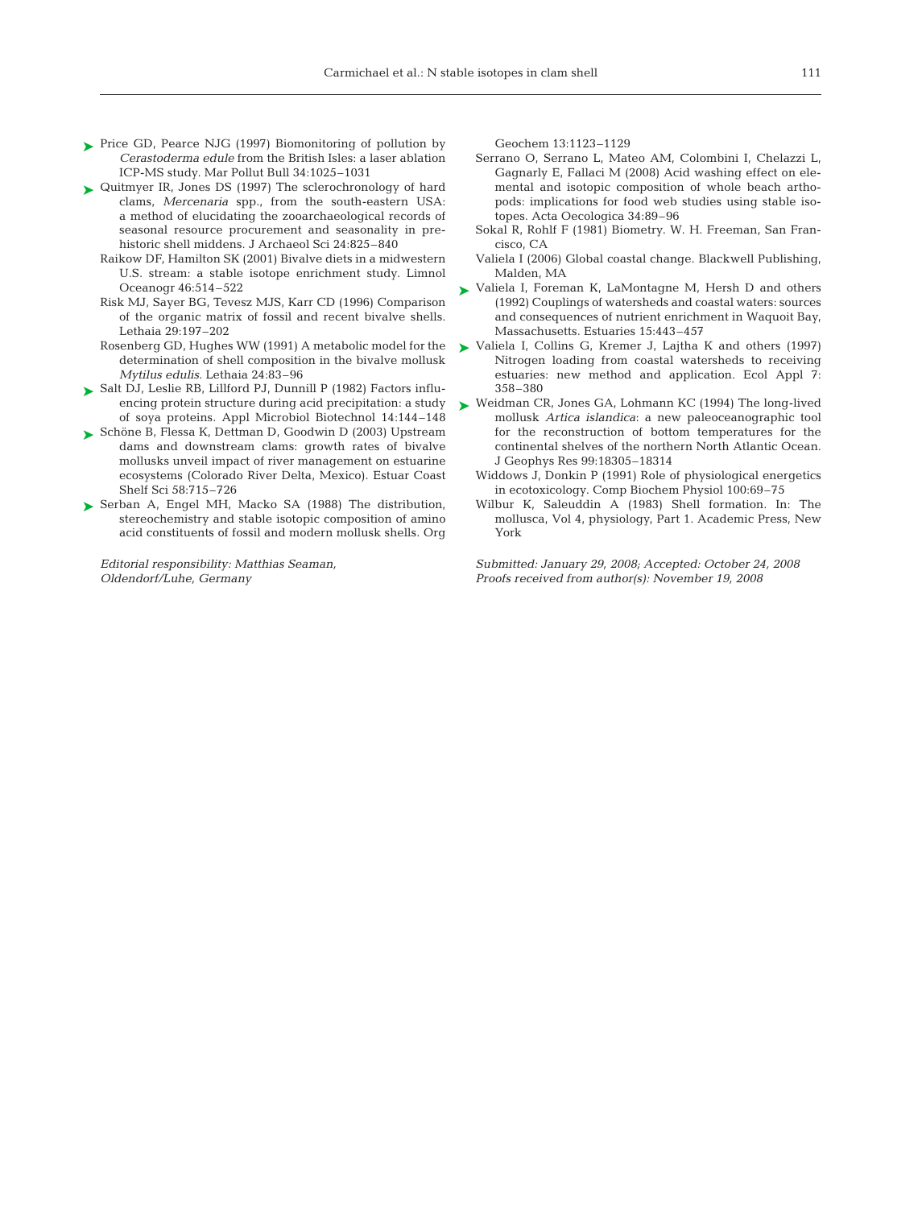Price GD, Pearce NJG (1997) Biomonitoring of pollution by *Cerastoderma edule* from the British Isles: a laser ablation ICP-MS study. Mar Pollut Bull 34:1025–1031

Quitmyer IR, Jones DS (1997) The sclerochronology of hard clams, *Mercenaria* spp., from the south-eastern USA: a method of elucidating the zooarchaeological records of seasonal resource procurement and seasonality in prehistoric shell middens. J Archaeol Sci 24:825–840

Raikow DF, Hamilton SK (2001) Bivalve diets in a midwestern U.S. stream: a stable isotope enrichment study. Limnol Oceanogr 46:514–522

Risk MJ, Sayer BG, Tevesz MJS, Karr CD (1996) Comparison of the organic matrix of fossil and recent bivalve shells. Lethaia 29:197–202

Rosenberg GD, Hughes WW (1991) A metabolic model for the determination of shell composition in the bivalve mollusk *Mytilus edulis*. Lethaia 24:83–96

Salt DJ, Leslie RB, Lillford PJ, Dunnill P (1982) Factors influencing protein structure during acid precipitation: a study of soya proteins. Appl Microbiol Biotechnol 14:144–148

Schöne B, Flessa K, Dettman D, Goodwin D (2003) Upstream dams and downstream clams: growth rates of bivalve mollusks unveil impact of river management on estuarine ecosystems (Colorado River Delta, Mexico). Estuar Coast Shelf Sci 58:715–726

Serban A, Engel MH, Macko SA (1988) The distribution, stereochemistry and stable isotopic composition of amino acid constituents of fossil and modern mollusk shells. Org Geochem 13:1123–1129

Serrano O, Serrano L, Mateo AM, Colombini I, Chelazzi L, Gagnarly E, Fallaci M (2008) Acid washing effect on elemental and isotopic composition of whole beach arthopods: implications for food web studies using stable isotopes. Acta Oecologica 34:89–96

Sokal R, Rohlf F (1981) Biometry. W. H. Freeman, San Francisco, CA

Valiela I (2006) Global coastal change. Blackwell Publishing, Malden, MA

Valiela I, Foreman K, LaMontagne M, Hersh D and others (1992) Couplings of watersheds and coastal waters: sources and consequences of nutrient enrichment in Waquoit Bay, Massachusetts. Estuaries 15:443–457

Valiela I, Collins G, Kremer J, Lajtha K and others (1997) Nitrogen loading from coastal watersheds to receiving estuaries: new method and application. Ecol Appl 7: 358–380

Weidman CR, Jones GA, Lohmann KC (1994) The long-lived mollusk *Artica islandica*: a new paleoceanographic tool for the reconstruction of bottom temperatures for the continental shelves of the northern North Atlantic Ocean. J Geophys Res 99:18305–18314

Widdows J, Donkin P (1991) Role of physiological energetics in ecotoxicology. Comp Biochem Physiol 100:69–75

Wilbur K, Saleuddin A (1983) Shell formation. In: The mollusca, Vol 4, physiology, Part 1. Academic Press, New York

*Editorial responsibility: Matthias Seaman, Oldendorf/Luhe, Germany*

*Submitted: January 29, 2008; Accepted: October 24, 2008*
*Proofs received from author(s): November 19, 2008*